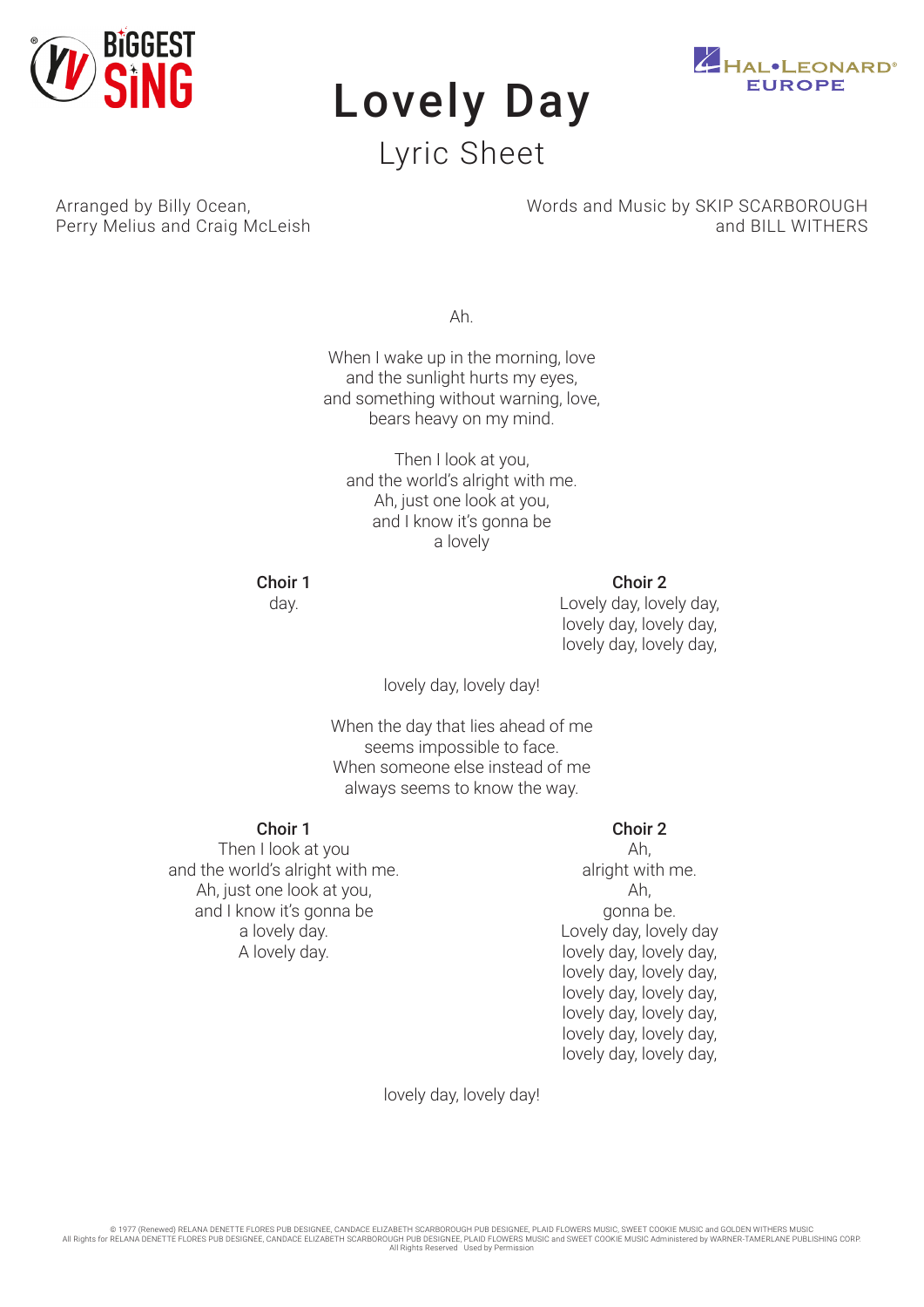# Lovely Day

## Lyric Sheet

Arranged by Billy Ocean,
Perry Melius and Craig McLeish

Words and Music by SKIP SCARBOROUGH
and BILL WITHERS

Ah.

When I wake up in the morning, love
and the sunlight hurts my eyes,
and something without warning, love,
bears heavy on my mind.

Then I look at you,
and the world's alright with me.
Ah, just one look at you,
and I know it's gonna be
a lovely

**Choir 1**
day.

**Choir 2**
Lovely day, lovely day,
lovely day, lovely day,
lovely day, lovely day,

lovely day, lovely day!

When the day that lies ahead of me
seems impossible to face.
When someone else instead of me
always seems to know the way.

**Choir 1**
Then I look at you
and the world's alright with me.
Ah, just one look at you,
and I know it's gonna be
a lovely day.
A lovely day.

**Choir 2**
Ah,
alright with me.
Ah,
gonna be.
Lovely day, lovely day
lovely day, lovely day,
lovely day, lovely day,
lovely day, lovely day,
lovely day, lovely day,
lovely day, lovely day,
lovely day, lovely day,

lovely day, lovely day!

© 1977 (Renewed) RELANA DENETTE FLORES PUB DESIGNEE, CANDACE ELIZABETH SCARBOROUGH PUB DESIGNEE, PLAID FLOWERS MUSIC, SWEET COOKIE MUSIC and GOLDEN WITHERS MUSIC
All Rights for RELANA DENETTE FLORES PUB DESIGNEE, CANDACE ELIZABETH SCARBOROUGH PUB DESIGNEE, PLAID FLOWERS MUSIC and SWEET COOKIE MUSIC Administered by WARNER-TAMERLANE PUBLISHING CORP.
All Rights Reserved Used by Permission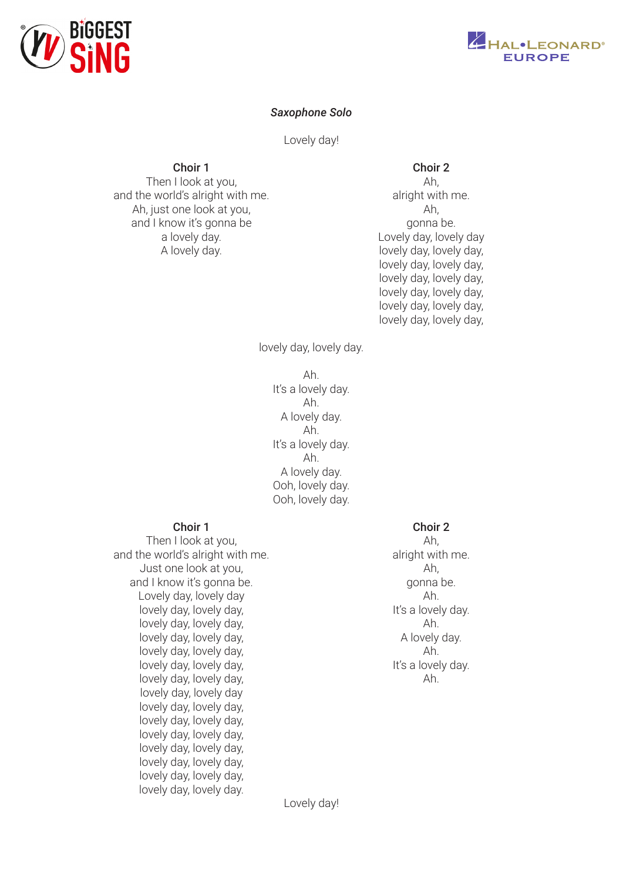*Saxophone Solo*

Lovely day!

**Choir 1**

Then I look at you,
and the world's alright with me.
Ah, just one look at you,
and I know it's gonna be
a lovely day.
A lovely day.

**Choir 2**

Ah,
alright with me.
Ah,
gonna be.
Lovely day, lovely day
lovely day, lovely day,
lovely day, lovely day,
lovely day, lovely day,
lovely day, lovely day,
lovely day, lovely day,
lovely day, lovely day,

lovely day, lovely day.

Ah.
It's a lovely day.
Ah.
A lovely day.
Ah.
It's a lovely day.
Ah.
A lovely day.
Ooh, lovely day.
Ooh, lovely day.

**Choir 1**

Then I look at you,
and the world's alright with me.
Just one look at you,
and I know it's gonna be.
Lovely day, lovely day
lovely day, lovely day,
lovely day, lovely day,
lovely day, lovely day,
lovely day, lovely day,
lovely day, lovely day,
lovely day, lovely day,
lovely day, lovely day
lovely day, lovely day,
lovely day, lovely day,
lovely day, lovely day,
lovely day, lovely day,
lovely day, lovely day,
lovely day, lovely day,
lovely day, lovely day.

**Choir 2**

Ah,
alright with me.
Ah,
gonna be.
Ah.
It's a lovely day.
Ah.
A lovely day.
Ah.
It's a lovely day.
Ah.

Lovely day!